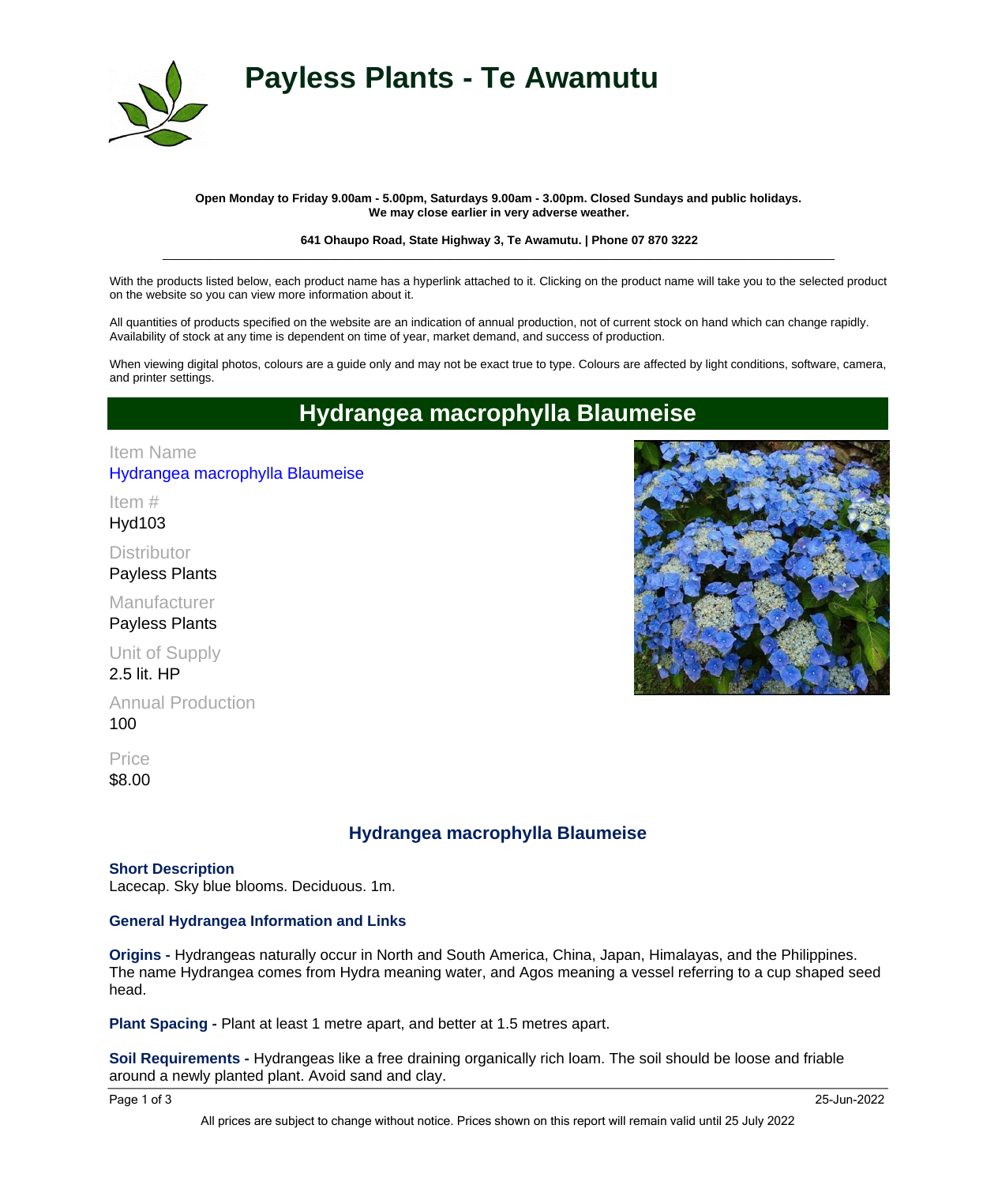# Payless Plants - Te Awamutu

**Open Monday to Friday 9.00am - 5.00pm, Saturdays 9.00am - 3.00pm. Closed Sundays and public holidays.**
**We may close earlier in very adverse weather.**

**641 Ohaupo Road, State Highway 3, Te Awamutu. | Phone 07 870 3222**

---

With the products listed below, each product name has a hyperlink attached to it. Clicking on the product name will take you to the selected product on the website so you can view more information about it.

All quantities of products specified on the website are an indication of annual production, not of current stock on hand which can change rapidly. Availability of stock at any time is dependent on time of year, market demand, and success of production.

When viewing digital photos, colours are a guide only and may not be exact true to type. Colours are affected by light conditions, software, camera, and printer settings.

## Hydrangea macrophylla Blaumeise

Item Name
Hydrangea macrophylla Blaumeise

Item #
Hyd103

Distributor
Payless Plants

Manufacturer
Payless Plants

Unit of Supply
2.5 lit. HP

Annual Production
100

Price
$8.00

### Hydrangea macrophylla Blaumeise

**Short Description**
Lacecap. Sky blue blooms. Deciduous. 1m.

**General Hydrangea Information and Links**

**Origins -** Hydrangeas naturally occur in North and South America, China, Japan, Himalayas, and the Philippines. The name Hydrangea comes from Hydra meaning water, and Agos meaning a vessel referring to a cup shaped seed head.

**Plant Spacing -** Plant at least 1 metre apart, and better at 1.5 metres apart.

**Soil Requirements -** Hydrangeas like a free draining organically rich loam. The soil should be loose and friable around a newly planted plant. Avoid sand and clay.

All prices are subject to change without notice. Prices shown on this report will remain valid until 25 July 2022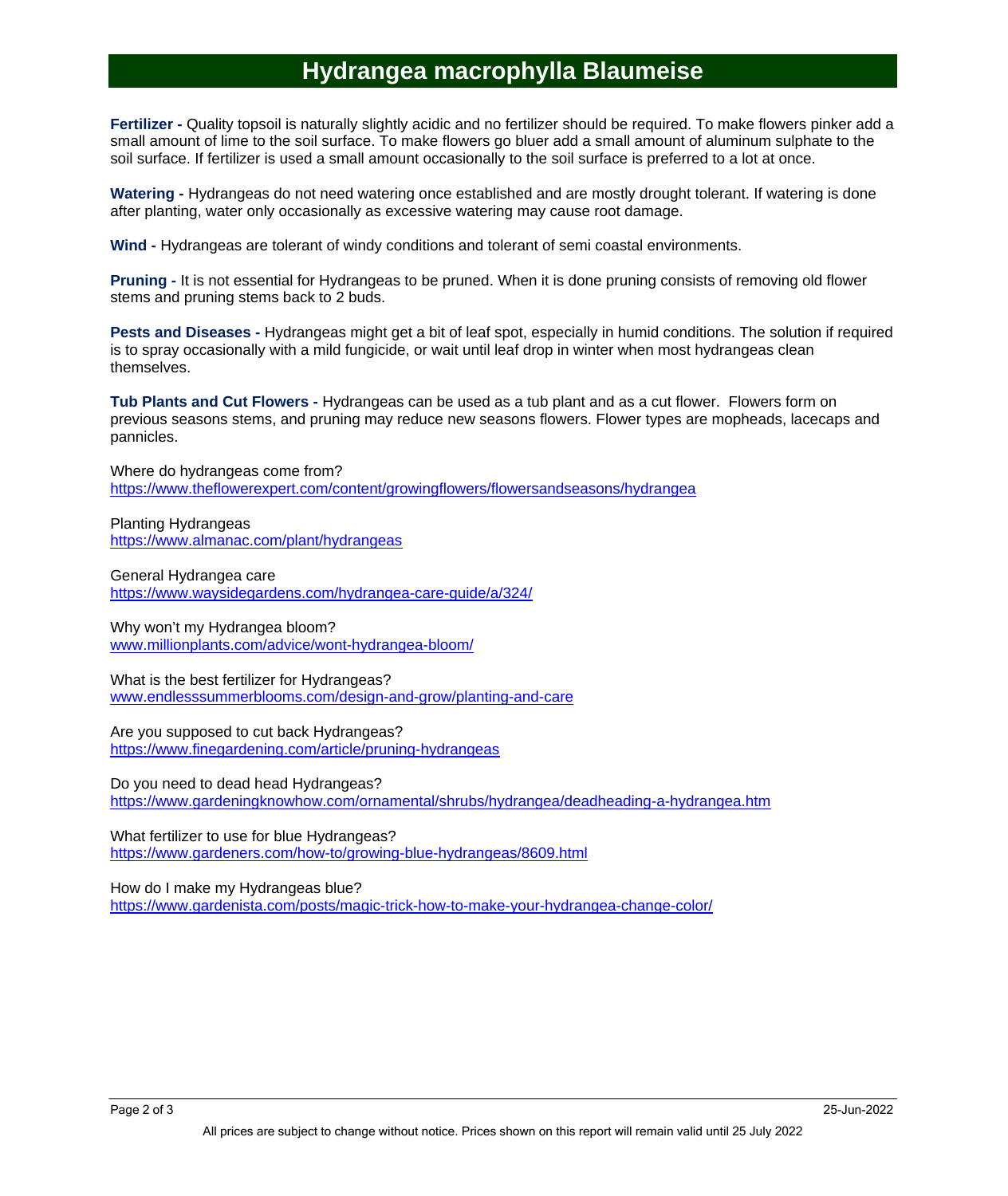# Hydrangea macrophylla Blaumeise

**Fertilizer -** Quality topsoil is naturally slightly acidic and no fertilizer should be required. To make flowers pinker add a small amount of lime to the soil surface. To make flowers go bluer add a small amount of aluminum sulphate to the soil surface. If fertilizer is used a small amount occasionally to the soil surface is preferred to a lot at once.

**Watering -** Hydrangeas do not need watering once established and are mostly drought tolerant. If watering is done after planting, water only occasionally as excessive watering may cause root damage.

**Wind -** Hydrangeas are tolerant of windy conditions and tolerant of semi coastal environments.

**Pruning -** It is not essential for Hydrangeas to be pruned. When it is done pruning consists of removing old flower stems and pruning stems back to 2 buds.

**Pests and Diseases -** Hydrangeas might get a bit of leaf spot, especially in humid conditions. The solution if required is to spray occasionally with a mild fungicide, or wait until leaf drop in winter when most hydrangeas clean themselves.

**Tub Plants and Cut Flowers -** Hydrangeas can be used as a tub plant and as a cut flower. Flowers form on previous seasons stems, and pruning may reduce new seasons flowers. Flower types are mopheads, lacecaps and pannicles.

Where do hydrangeas come from?
https://www.theflowerexpert.com/content/growingflowers/flowersandseasons/hydrangea

Planting Hydrangeas
https://www.almanac.com/plant/hydrangeas

General Hydrangea care
https://www.waysidegardens.com/hydrangea-care-guide/a/324/

Why won't my Hydrangea bloom?
www.millionplants.com/advice/wont-hydrangea-bloom/

What is the best fertilizer for Hydrangeas?
www.endlesssummerblooms.com/design-and-grow/planting-and-care

Are you supposed to cut back Hydrangeas?
https://www.finegardening.com/article/pruning-hydrangeas

Do you need to dead head Hydrangeas?
https://www.gardeningknowhow.com/ornamental/shrubs/hydrangea/deadheading-a-hydrangea.htm

What fertilizer to use for blue Hydrangeas?
https://www.gardeners.com/how-to/growing-blue-hydrangeas/8609.html

How do I make my Hydrangeas blue?
https://www.gardenista.com/posts/magic-trick-how-to-make-your-hydrangea-change-color/

All prices are subject to change without notice. Prices shown on this report will remain valid until 25 July 2022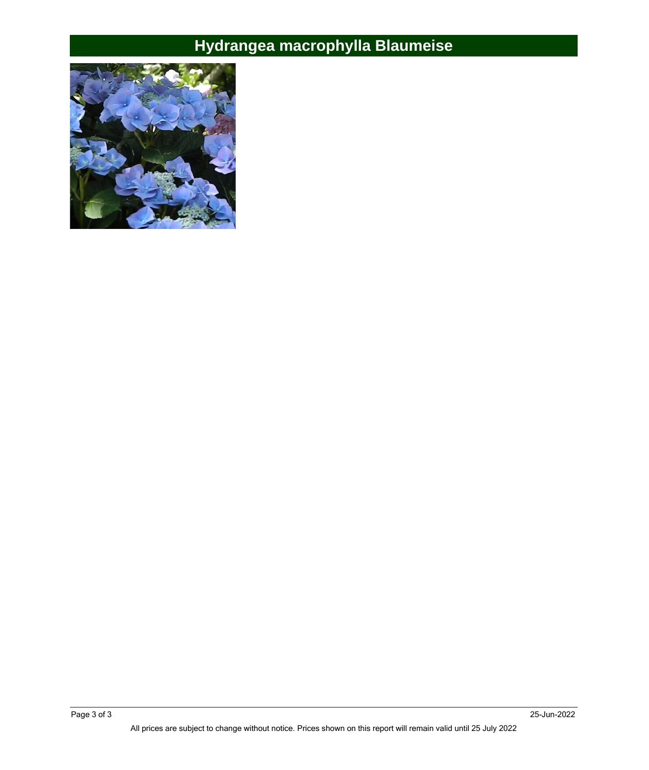# Hydrangea macrophylla Blaumeise

All prices are subject to change without notice. Prices shown on this report will remain valid until 25 July 2022